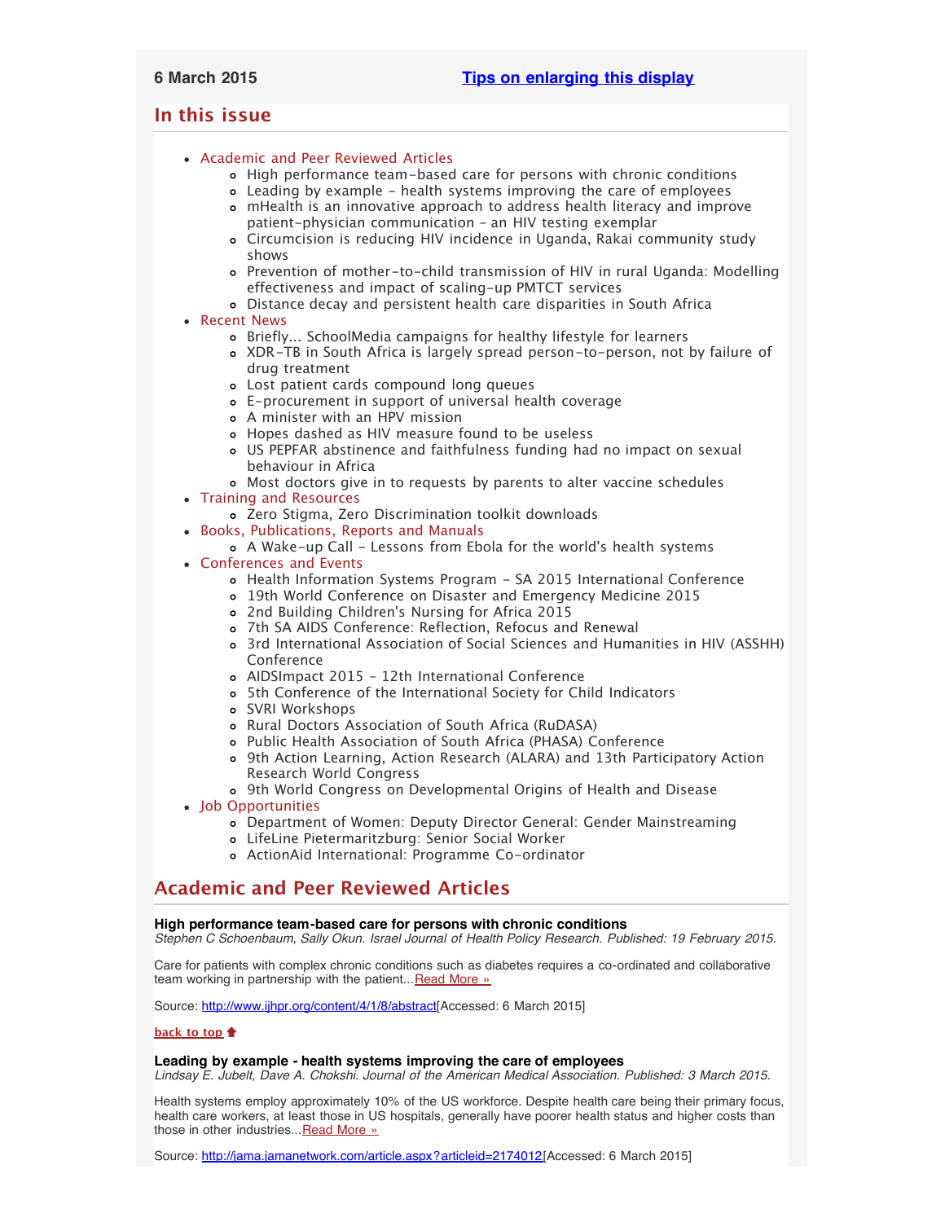**6 March 2015** **Tips on enlarging this display**

## In this issue

- Academic and Peer Reviewed Articles
  - High performance team-based care for persons with chronic conditions
  - Leading by example - health systems improving the care of employees
  - mHealth is an innovative approach to address health literacy and improve patient-physician communication - an HIV testing exemplar
  - Circumcision is reducing HIV incidence in Uganda, Rakai community study shows
  - Prevention of mother-to-child transmission of HIV in rural Uganda: Modelling effectiveness and impact of scaling-up PMTCT services
  - Distance decay and persistent health care disparities in South Africa
- Recent News
  - Briefly... SchoolMedia campaigns for healthy lifestyle for learners
  - XDR-TB in South Africa is largely spread person-to-person, not by failure of drug treatment
  - Lost patient cards compound long queues
  - E-procurement in support of universal health coverage
  - A minister with an HPV mission
  - Hopes dashed as HIV measure found to be useless
  - US PEPFAR abstinence and faithfulness funding had no impact on sexual behaviour in Africa
  - Most doctors give in to requests by parents to alter vaccine schedules
- Training and Resources
  - Zero Stigma, Zero Discrimination toolkit downloads
- Books, Publications, Reports and Manuals
  - A Wake-up Call - Lessons from Ebola for the world's health systems
- Conferences and Events
  - Health Information Systems Program - SA 2015 International Conference
  - 19th World Conference on Disaster and Emergency Medicine 2015
  - 2nd Building Children's Nursing for Africa 2015
  - 7th SA AIDS Conference: Reflection, Refocus and Renewal
  - 3rd International Association of Social Sciences and Humanities in HIV (ASSHH) Conference
  - AIDSImpact 2015 - 12th International Conference
  - 5th Conference of the International Society for Child Indicators
  - SVRI Workshops
  - Rural Doctors Association of South Africa (RuDASA)
  - Public Health Association of South Africa (PHASA) Conference
  - 9th Action Learning, Action Research (ALARA) and 13th Participatory Action Research World Congress
  - 9th World Congress on Developmental Origins of Health and Disease
- Job Opportunities
  - Department of Women: Deputy Director General: Gender Mainstreaming
  - LifeLine Pietermaritzburg: Senior Social Worker
  - ActionAid International: Programme Co-ordinator

## Academic and Peer Reviewed Articles

**High performance team-based care for persons with chronic conditions**
*Stephen C Schoenbaum, Sally Okun. Israel Journal of Health Policy Research. Published: 19 February 2015.*

Care for patients with complex chronic conditions such as diabetes requires a co-ordinated and collaborative team working in partnership with the patient...Read More »

Source: http://www.ijhpr.org/content/4/1/8/abstract[Accessed: 6 March 2015]

**back to top**

**Leading by example - health systems improving the care of employees**
*Lindsay E. Jubelt, Dave A. Chokshi. Journal of the American Medical Association. Published: 3 March 2015.*

Health systems employ approximately 10% of the US workforce. Despite health care being their primary focus, health care workers, at least those in US hospitals, generally have poorer health status and higher costs than those in other industries...Read More »

Source: http://jama.jamanetwork.com/article.aspx?articleid=2174012[Accessed: 6 March 2015]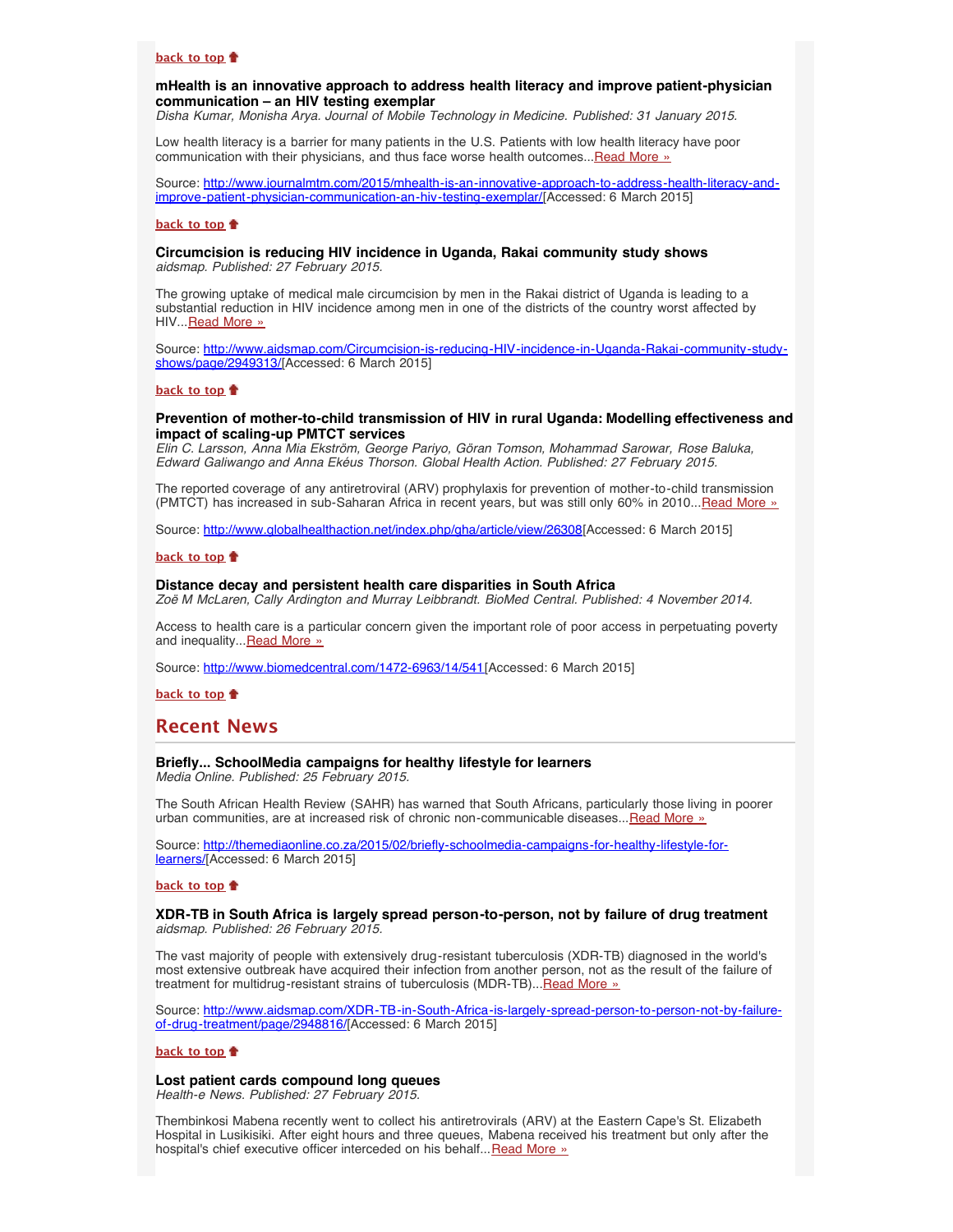**back to top**

### mHealth is an innovative approach to address health literacy and improve patient-physician communication – an HIV testing exemplar

*Disha Kumar, Monisha Arya. Journal of Mobile Technology in Medicine. Published: 31 January 2015.*

Low health literacy is a barrier for many patients in the U.S. Patients with low health literacy have poor communication with their physicians, and thus face worse health outcomes...Read More »

Source: http://www.journalmtm.com/2015/mhealth-is-an-innovative-approach-to-address-health-literacy-and-improve-patient-physician-communication-an-hiv-testing-exemplar/[Accessed: 6 March 2015]

**back to top**

### Circumcision is reducing HIV incidence in Uganda, Rakai community study shows

*aidsmap. Published: 27 February 2015.*

The growing uptake of medical male circumcision by men in the Rakai district of Uganda is leading to a substantial reduction in HIV incidence among men in one of the districts of the country worst affected by HIV...Read More »

Source: http://www.aidsmap.com/Circumcision-is-reducing-HIV-incidence-in-Uganda-Rakai-community-study-shows/page/2949313/[Accessed: 6 March 2015]

**back to top**

### Prevention of mother-to-child transmission of HIV in rural Uganda: Modelling effectiveness and impact of scaling-up PMTCT services

*Elin C. Larsson, Anna Mia Ekström, George Pariyo, Göran Tomson, Mohammad Sarowar, Rose Baluka, Edward Galiwango and Anna Ekéus Thorson. Global Health Action. Published: 27 February 2015.*

The reported coverage of any antiretroviral (ARV) prophylaxis for prevention of mother-to-child transmission (PMTCT) has increased in sub-Saharan Africa in recent years, but was still only 60% in 2010...Read More »

Source: http://www.globalhealthaction.net/index.php/gha/article/view/26308[Accessed: 6 March 2015]

**back to top**

### Distance decay and persistent health care disparities in South Africa

*Zoë M McLaren, Cally Ardington and Murray Leibbrandt. BioMed Central. Published: 4 November 2014.*

Access to health care is a particular concern given the important role of poor access in perpetuating poverty and inequality...Read More »

Source: http://www.biomedcentral.com/1472-6963/14/541[Accessed: 6 March 2015]

**back to top**

## Recent News

### Briefly... SchoolMedia campaigns for healthy lifestyle for learners

*Media Online. Published: 25 February 2015.*

The South African Health Review (SAHR) has warned that South Africans, particularly those living in poorer urban communities, are at increased risk of chronic non-communicable diseases...Read More »

Source: http://themediaonline.co.za/2015/02/briefly-schoolmedia-campaigns-for-healthy-lifestyle-for-learners/[Accessed: 6 March 2015]

**back to top**

### XDR-TB in South Africa is largely spread person-to-person, not by failure of drug treatment

*aidsmap. Published: 26 February 2015.*

The vast majority of people with extensively drug-resistant tuberculosis (XDR-TB) diagnosed in the world's most extensive outbreak have acquired their infection from another person, not as the result of the failure of treatment for multidrug-resistant strains of tuberculosis (MDR-TB)...Read More »

Source: http://www.aidsmap.com/XDR-TB-in-South-Africa-is-largely-spread-person-to-person-not-by-failure-of-drug-treatment/page/2948816/[Accessed: 6 March 2015]

**back to top**

### Lost patient cards compound long queues

*Health-e News. Published: 27 February 2015.*

Thembinkosi Mabena recently went to collect his antiretrovirals (ARV) at the Eastern Cape's St. Elizabeth Hospital in Lusikisiki. After eight hours and three queues, Mabena received his treatment but only after the hospital's chief executive officer interceded on his behalf...Read More »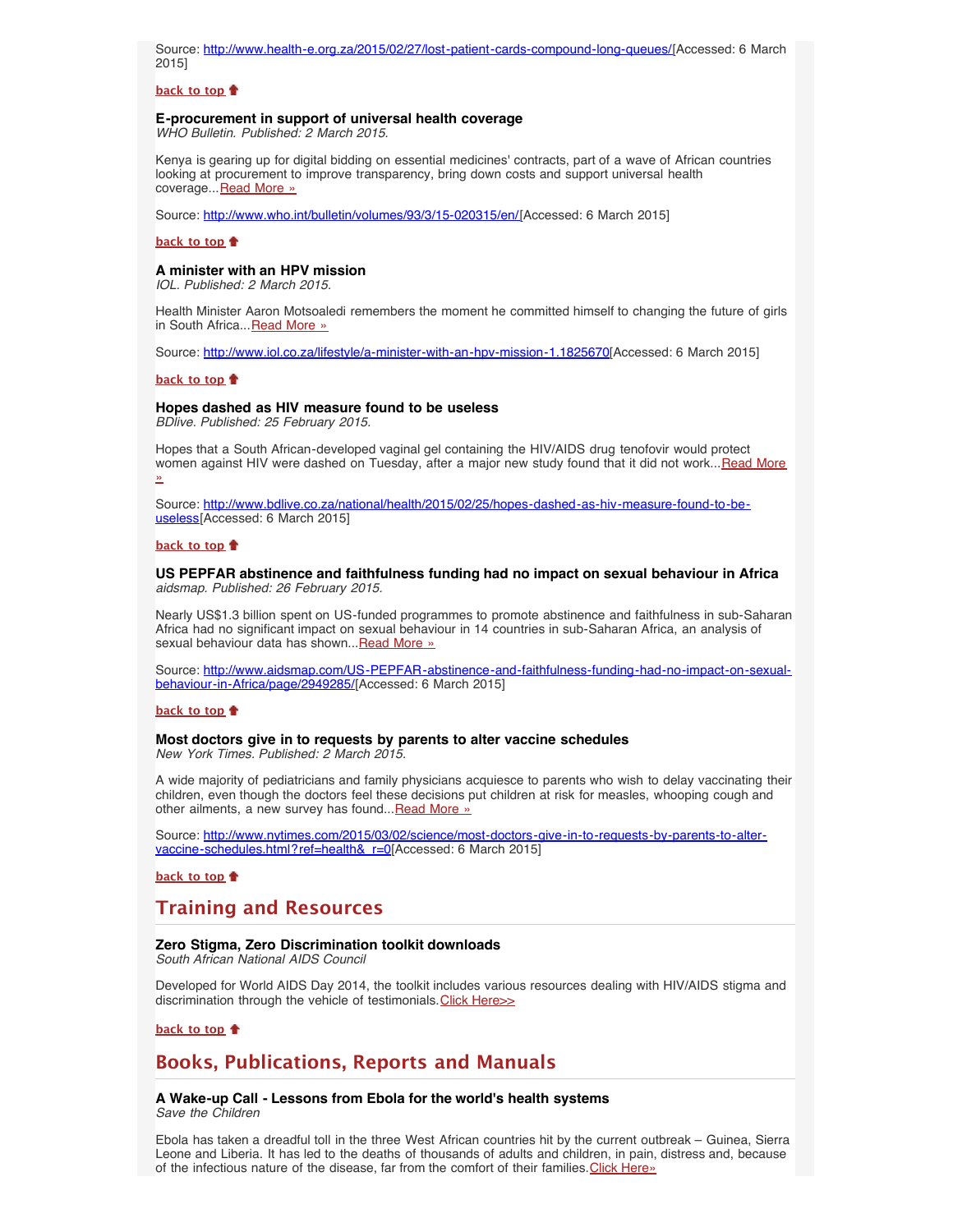Source: http://www.health-e.org.za/2015/02/27/lost-patient-cards-compound-long-queues/[Accessed: 6 March 2015]

**back to top**

### E-procurement in support of universal health coverage

*WHO Bulletin. Published: 2 March 2015.*

Kenya is gearing up for digital bidding on essential medicines' contracts, part of a wave of African countries looking at procurement to improve transparency, bring down costs and support universal health coverage...Read More »

Source: http://www.who.int/bulletin/volumes/93/3/15-020315/en/[Accessed: 6 March 2015]

**back to top**

### A minister with an HPV mission

*IOL. Published: 2 March 2015.*

Health Minister Aaron Motsoaledi remembers the moment he committed himself to changing the future of girls in South Africa...Read More »

Source: http://www.iol.co.za/lifestyle/a-minister-with-an-hpv-mission-1.1825670[Accessed: 6 March 2015]

**back to top**

### Hopes dashed as HIV measure found to be useless

*BDlive. Published: 25 February 2015.*

Hopes that a South African-developed vaginal gel containing the HIV/AIDS drug tenofovir would protect women against HIV were dashed on Tuesday, after a major new study found that it did not work...Read More »

Source: http://www.bdlive.co.za/national/health/2015/02/25/hopes-dashed-as-hiv-measure-found-to-be-useless[Accessed: 6 March 2015]

**back to top**

### US PEPFAR abstinence and faithfulness funding had no impact on sexual behaviour in Africa

*aidsmap. Published: 26 February 2015.*

Nearly US$1.3 billion spent on US-funded programmes to promote abstinence and faithfulness in sub-Saharan Africa had no significant impact on sexual behaviour in 14 countries in sub-Saharan Africa, an analysis of sexual behaviour data has shown...Read More »

Source: http://www.aidsmap.com/US-PEPFAR-abstinence-and-faithfulness-funding-had-no-impact-on-sexual-behaviour-in-Africa/page/2949285/[Accessed: 6 March 2015]

**back to top**

### Most doctors give in to requests by parents to alter vaccine schedules

*New York Times. Published: 2 March 2015.*

A wide majority of pediatricians and family physicians acquiesce to parents who wish to delay vaccinating their children, even though the doctors feel these decisions put children at risk for measles, whooping cough and other ailments, a new survey has found...Read More »

Source: http://www.nytimes.com/2015/03/02/science/most-doctors-give-in-to-requests-by-parents-to-alter-vaccine-schedules.html?ref=health&_r=0[Accessed: 6 March 2015]

**back to top**

## Training and Resources

### Zero Stigma, Zero Discrimination toolkit downloads

*South African National AIDS Council*

Developed for World AIDS Day 2014, the toolkit includes various resources dealing with HIV/AIDS stigma and discrimination through the vehicle of testimonials.Click Here>>

**back to top**

## Books, Publications, Reports and Manuals

### A Wake-up Call - Lessons from Ebola for the world's health systems

*Save the Children*

Ebola has taken a dreadful toll in the three West African countries hit by the current outbreak – Guinea, Sierra Leone and Liberia. It has led to the deaths of thousands of adults and children, in pain, distress and, because of the infectious nature of the disease, far from the comfort of their families.Click Here»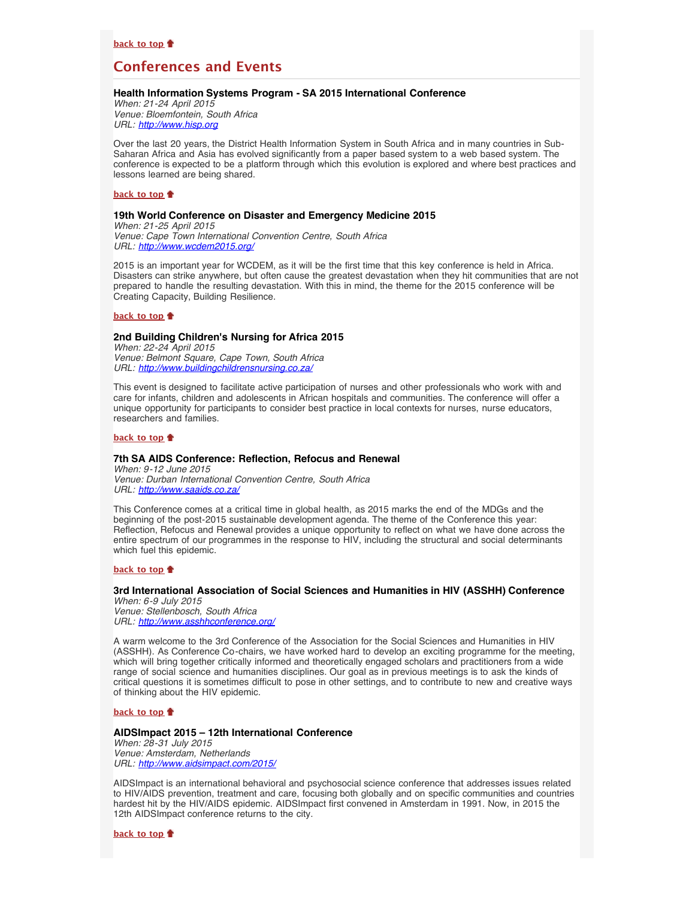[back to top](#)

## Conferences and Events

**Health Information Systems Program - SA 2015 International Conference**
*When: 21-24 April 2015*
*Venue: Bloemfontein, South Africa*
*URL: [http://www.hisp.org](http://www.hisp.org)*

Over the last 20 years, the District Health Information System in South Africa and in many countries in Sub-Saharan Africa and Asia has evolved significantly from a paper based system to a web based system. The conference is expected to be a platform through which this evolution is explored and where best practices and lessons learned are being shared.

[back to top](#)

**19th World Conference on Disaster and Emergency Medicine 2015**
*When: 21-25 April 2015*
*Venue: Cape Town International Convention Centre, South Africa*
*URL: [http://www.wcdem2015.org/](http://www.wcdem2015.org/)*

2015 is an important year for WCDEM, as it will be the first time that this key conference is held in Africa. Disasters can strike anywhere, but often cause the greatest devastation when they hit communities that are not prepared to handle the resulting devastation. With this in mind, the theme for the 2015 conference will be Creating Capacity, Building Resilience.

[back to top](#)

**2nd Building Children's Nursing for Africa 2015**
*When: 22-24 April 2015*
*Venue: Belmont Square, Cape Town, South Africa*
*URL: [http://www.buildingchildrensnursing.co.za/](http://www.buildingchildrensnursing.co.za/)*

This event is designed to facilitate active participation of nurses and other professionals who work with and care for infants, children and adolescents in African hospitals and communities. The conference will offer a unique opportunity for participants to consider best practice in local contexts for nurses, nurse educators, researchers and families.

[back to top](#)

**7th SA AIDS Conference: Reflection, Refocus and Renewal**
*When: 9-12 June 2015*
*Venue: Durban International Convention Centre, South Africa*
*URL: [http://www.saaids.co.za/](http://www.saaids.co.za/)*

This Conference comes at a critical time in global health, as 2015 marks the end of the MDGs and the beginning of the post-2015 sustainable development agenda. The theme of the Conference this year: Reflection, Refocus and Renewal provides a unique opportunity to reflect on what we have done across the entire spectrum of our programmes in the response to HIV, including the structural and social determinants which fuel this epidemic.

[back to top](#)

**3rd International Association of Social Sciences and Humanities in HIV (ASSHH) Conference**
*When: 6-9 July 2015*
*Venue: Stellenbosch, South Africa*
*URL: [http://www.asshhconference.org/](http://www.asshhconference.org/)*

A warm welcome to the 3rd Conference of the Association for the Social Sciences and Humanities in HIV (ASSHH). As Conference Co-chairs, we have worked hard to develop an exciting programme for the meeting, which will bring together critically informed and theoretically engaged scholars and practitioners from a wide range of social science and humanities disciplines. Our goal as in previous meetings is to ask the kinds of critical questions it is sometimes difficult to pose in other settings, and to contribute to new and creative ways of thinking about the HIV epidemic.

[back to top](#)

**AIDSImpact 2015 – 12th International Conference**
*When: 28-31 July 2015*
*Venue: Amsterdam, Netherlands*
*URL: [http://www.aidsimpact.com/2015/](http://www.aidsimpact.com/2015/)*

AIDSImpact is an international behavioral and psychosocial science conference that addresses issues related to HIV/AIDS prevention, treatment and care, focusing both globally and on specific communities and countries hardest hit by the HIV/AIDS epidemic. AIDSImpact first convened in Amsterdam in 1991. Now, in 2015 the 12th AIDSImpact conference returns to the city.

[back to top](#)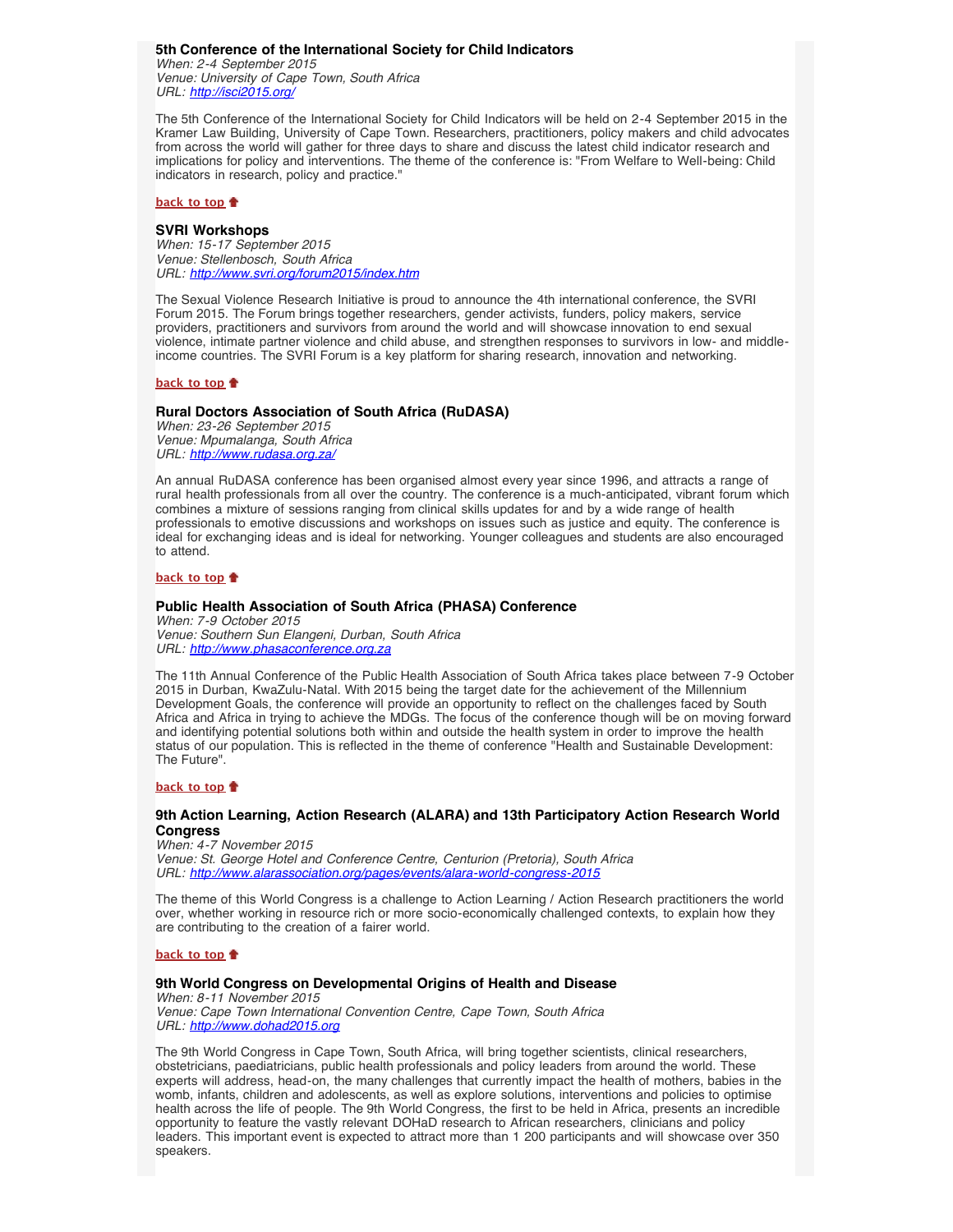### 5th Conference of the International Society for Child Indicators

*When: 2-4 September 2015*
*Venue: University of Cape Town, South Africa*
*URL: http://isci2015.org/*

The 5th Conference of the International Society for Child Indicators will be held on 2-4 September 2015 in the Kramer Law Building, University of Cape Town. Researchers, practitioners, policy makers and child advocates from across the world will gather for three days to share and discuss the latest child indicator research and implications for policy and interventions. The theme of the conference is: "From Welfare to Well-being: Child indicators in research, policy and practice."

**back to top**

### SVRI Workshops

*When: 15-17 September 2015*
*Venue: Stellenbosch, South Africa*
*URL: http://www.svri.org/forum2015/index.htm*

The Sexual Violence Research Initiative is proud to announce the 4th international conference, the SVRI Forum 2015. The Forum brings together researchers, gender activists, funders, policy makers, service providers, practitioners and survivors from around the world and will showcase innovation to end sexual violence, intimate partner violence and child abuse, and strengthen responses to survivors in low- and middle-income countries. The SVRI Forum is a key platform for sharing research, innovation and networking.

**back to top**

### Rural Doctors Association of South Africa (RuDASA)

*When: 23-26 September 2015*
*Venue: Mpumalanga, South Africa*
*URL: http://www.rudasa.org.za/*

An annual RuDASA conference has been organised almost every year since 1996, and attracts a range of rural health professionals from all over the country. The conference is a much-anticipated, vibrant forum which combines a mixture of sessions ranging from clinical skills updates for and by a wide range of health professionals to emotive discussions and workshops on issues such as justice and equity. The conference is ideal for exchanging ideas and is ideal for networking. Younger colleagues and students are also encouraged to attend.

**back to top**

### Public Health Association of South Africa (PHASA) Conference

*When: 7-9 October 2015*
*Venue: Southern Sun Elangeni, Durban, South Africa*
*URL: http://www.phasaconference.org.za*

The 11th Annual Conference of the Public Health Association of South Africa takes place between 7-9 October 2015 in Durban, KwaZulu-Natal. With 2015 being the target date for the achievement of the Millennium Development Goals, the conference will provide an opportunity to reflect on the challenges faced by South Africa and Africa in trying to achieve the MDGs. The focus of the conference though will be on moving forward and identifying potential solutions both within and outside the health system in order to improve the health status of our population. This is reflected in the theme of conference "Health and Sustainable Development: The Future".

**back to top**

### 9th Action Learning, Action Research (ALARA) and 13th Participatory Action Research World Congress

*When: 4-7 November 2015*
*Venue: St. George Hotel and Conference Centre, Centurion (Pretoria), South Africa*
*URL: http://www.alarassociation.org/pages/events/alara-world-congress-2015*

The theme of this World Congress is a challenge to Action Learning / Action Research practitioners the world over, whether working in resource rich or more socio-economically challenged contexts, to explain how they are contributing to the creation of a fairer world.

**back to top**

### 9th World Congress on Developmental Origins of Health and Disease

*When: 8-11 November 2015*
*Venue: Cape Town International Convention Centre, Cape Town, South Africa*
*URL: http://www.dohad2015.org*

The 9th World Congress in Cape Town, South Africa, will bring together scientists, clinical researchers, obstetricians, paediatricians, public health professionals and policy leaders from around the world. These experts will address, head-on, the many challenges that currently impact the health of mothers, babies in the womb, infants, children and adolescents, as well as explore solutions, interventions and policies to optimise health across the life of people. The 9th World Congress, the first to be held in Africa, presents an incredible opportunity to feature the vastly relevant DOHaD research to African researchers, clinicians and policy leaders. This important event is expected to attract more than 1 200 participants and will showcase over 350 speakers.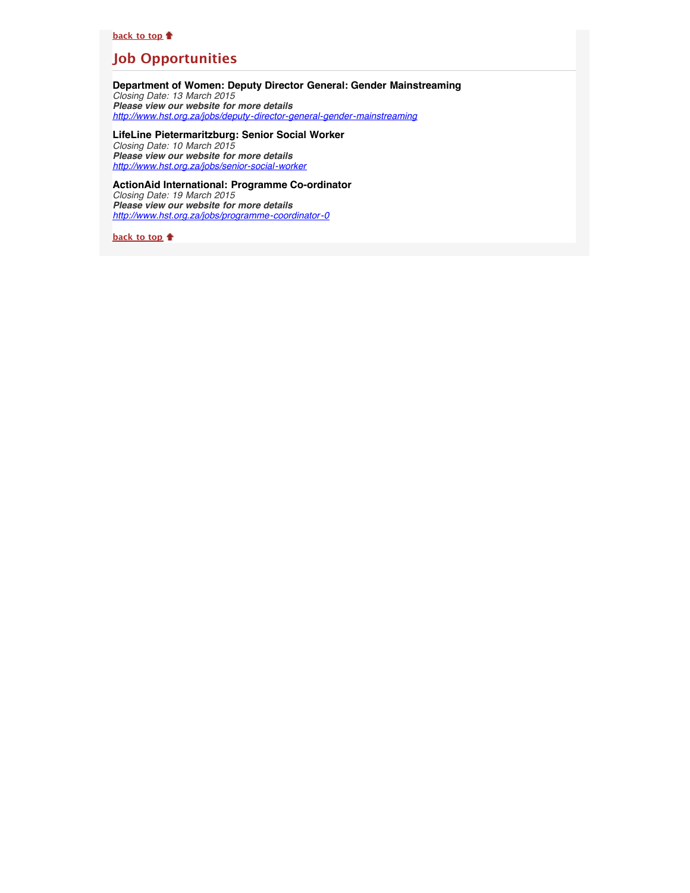[back to top](#)

## Job Opportunities

**Department of Women: Deputy Director General: Gender Mainstreaming**
*Closing Date: 13 March 2015*
***Please view our website for more details***
*http://www.hst.org.za/jobs/deputy-director-general-gender-mainstreaming*

**LifeLine Pietermaritzburg: Senior Social Worker**
*Closing Date: 10 March 2015*
***Please view our website for more details***
*http://www.hst.org.za/jobs/senior-social-worker*

**ActionAid International: Programme Co-ordinator**
*Closing Date: 19 March 2015*
***Please view our website for more details***
*http://www.hst.org.za/jobs/programme-coordinator-0*

[back to top](#)